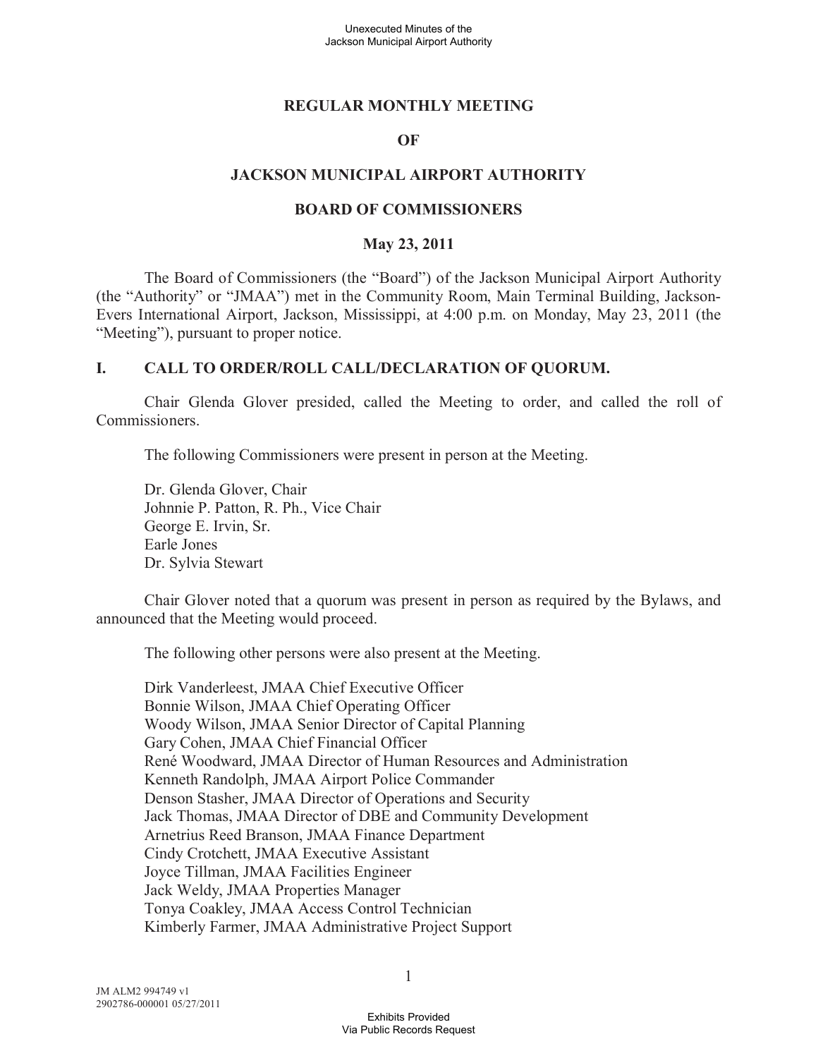# REGULAR MONTHLY MEETING

# OF

# JACKSON MUNICIPAL AIRPORT AUTHORITY

# BOARD OF COMMISSIONERS

## May 23, 2011

The Board of Commissioners (the "Board") of the Jackson Municipal Airport Authority (the "Authority" or "JMAA") met in the Community Room, Main Terminal Building, Jackson-Evers International Airport, Jackson, Mississippi, at 4:00 p.m. on Monday, May 23, 2011 (the "Meeting"), pursuant to proper notice.

## I. CALL TO ORDER/ROLL CALL/DECLARATION OF QUORUM.

Chair Glenda Glover presided, called the Meeting to order, and called the roll of Commissioners.

The following Commissioners were present in person at the Meeting.

Dr. Glenda Glover, Chair
Johnnie P. Patton, R. Ph., Vice Chair
George E. Irvin, Sr.
Earle Jones
Dr. Sylvia Stewart

Chair Glover noted that a quorum was present in person as required by the Bylaws, and announced that the Meeting would proceed.

The following other persons were also present at the Meeting.

Dirk Vanderleest, JMAA Chief Executive Officer
Bonnie Wilson, JMAA Chief Operating Officer
Woody Wilson, JMAA Senior Director of Capital Planning
Gary Cohen, JMAA Chief Financial Officer
René Woodward, JMAA Director of Human Resources and Administration
Kenneth Randolph, JMAA Airport Police Commander
Denson Stasher, JMAA Director of Operations and Security
Jack Thomas, JMAA Director of DBE and Community Development
Arnetrius Reed Branson, JMAA Finance Department
Cindy Crotchett, JMAA Executive Assistant
Joyce Tillman, JMAA Facilities Engineer
Jack Weldy, JMAA Properties Manager
Tonya Coakley, JMAA Access Control Technician
Kimberly Farmer, JMAA Administrative Project Support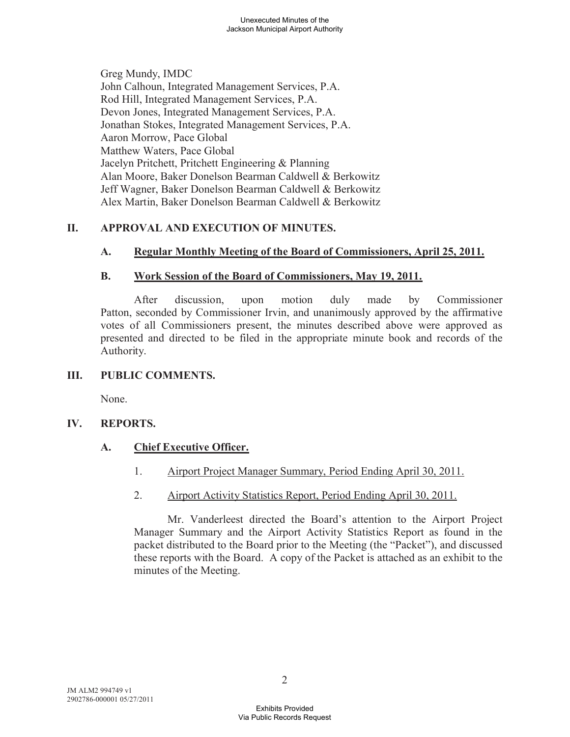Greg Mundy, IMDC
John Calhoun, Integrated Management Services, P.A.
Rod Hill, Integrated Management Services, P.A.
Devon Jones, Integrated Management Services, P.A.
Jonathan Stokes, Integrated Management Services, P.A.
Aaron Morrow, Pace Global
Matthew Waters, Pace Global
Jacelyn Pritchett, Pritchett Engineering & Planning
Alan Moore, Baker Donelson Bearman Caldwell & Berkowitz
Jeff Wagner, Baker Donelson Bearman Caldwell & Berkowitz
Alex Martin, Baker Donelson Bearman Caldwell & Berkowitz

## II. APPROVAL AND EXECUTION OF MINUTES.

### A. Regular Monthly Meeting of the Board of Commissioners, April 25, 2011.

### B. Work Session of the Board of Commissioners, May 19, 2011.

After discussion, upon motion duly made by Commissioner Patton, seconded by Commissioner Irvin, and unanimously approved by the affirmative votes of all Commissioners present, the minutes described above were approved as presented and directed to be filed in the appropriate minute book and records of the Authority.

## III. PUBLIC COMMENTS.

None.

## IV. REPORTS.

### A. Chief Executive Officer.

1. Airport Project Manager Summary, Period Ending April 30, 2011.

2. Airport Activity Statistics Report, Period Ending April 30, 2011.

Mr. Vanderleest directed the Board's attention to the Airport Project Manager Summary and the Airport Activity Statistics Report as found in the packet distributed to the Board prior to the Meeting (the "Packet"), and discussed these reports with the Board. A copy of the Packet is attached as an exhibit to the minutes of the Meeting.

JM ALM2 994749 v1
2902786-000001 05/27/2011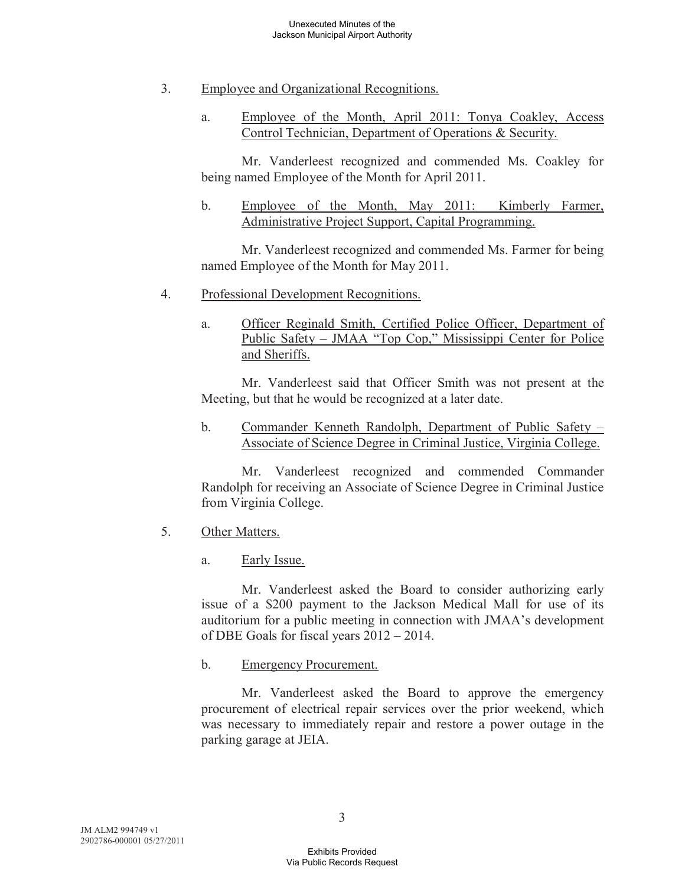3. Employee and Organizational Recognitions.

   a. Employee of the Month, April 2011: Tonya Coakley, Access Control Technician, Department of Operations & Security.

   Mr. Vanderleest recognized and commended Ms. Coakley for being named Employee of the Month for April 2011.

   b. Employee of the Month, May 2011: Kimberly Farmer, Administrative Project Support, Capital Programming.

   Mr. Vanderleest recognized and commended Ms. Farmer for being named Employee of the Month for May 2011.

4. Professional Development Recognitions.

   a. Officer Reginald Smith, Certified Police Officer, Department of Public Safety – JMAA "Top Cop," Mississippi Center for Police and Sheriffs.

   Mr. Vanderleest said that Officer Smith was not present at the Meeting, but that he would be recognized at a later date.

   b. Commander Kenneth Randolph, Department of Public Safety – Associate of Science Degree in Criminal Justice, Virginia College.

   Mr. Vanderleest recognized and commended Commander Randolph for receiving an Associate of Science Degree in Criminal Justice from Virginia College.

5. Other Matters.

   a. Early Issue.

   Mr. Vanderleest asked the Board to consider authorizing early issue of a $200 payment to the Jackson Medical Mall for use of its auditorium for a public meeting in connection with JMAA's development of DBE Goals for fiscal years 2012 – 2014.

   b. Emergency Procurement.

   Mr. Vanderleest asked the Board to approve the emergency procurement of electrical repair services over the prior weekend, which was necessary to immediately repair and restore a power outage in the parking garage at JEIA.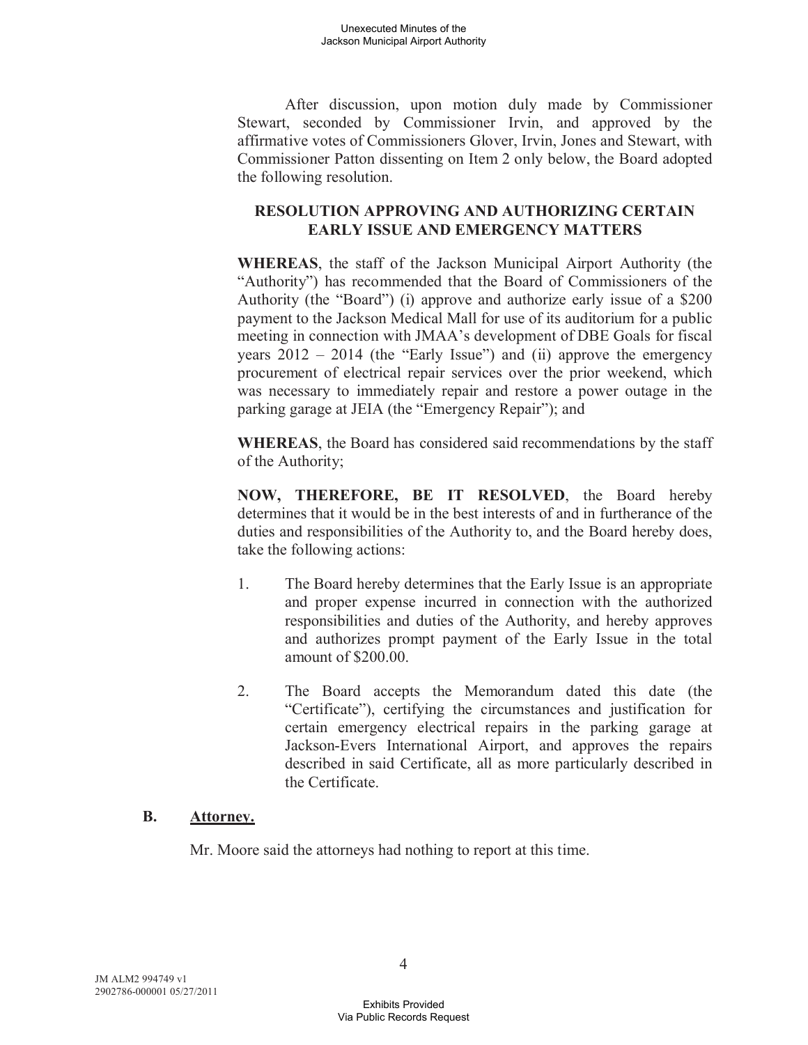After discussion, upon motion duly made by Commissioner Stewart, seconded by Commissioner Irvin, and approved by the affirmative votes of Commissioners Glover, Irvin, Jones and Stewart, with Commissioner Patton dissenting on Item 2 only below, the Board adopted the following resolution.

**RESOLUTION APPROVING AND AUTHORIZING CERTAIN EARLY ISSUE AND EMERGENCY MATTERS**

**WHEREAS**, the staff of the Jackson Municipal Airport Authority (the "Authority") has recommended that the Board of Commissioners of the Authority (the "Board") (i) approve and authorize early issue of a \$200 payment to the Jackson Medical Mall for use of its auditorium for a public meeting in connection with JMAA's development of DBE Goals for fiscal years 2012 – 2014 (the "Early Issue") and (ii) approve the emergency procurement of electrical repair services over the prior weekend, which was necessary to immediately repair and restore a power outage in the parking garage at JEIA (the "Emergency Repair"); and

**WHEREAS**, the Board has considered said recommendations by the staff of the Authority;

**NOW, THEREFORE, BE IT RESOLVED**, the Board hereby determines that it would be in the best interests of and in furtherance of the duties and responsibilities of the Authority to, and the Board hereby does, take the following actions:

1. The Board hereby determines that the Early Issue is an appropriate and proper expense incurred in connection with the authorized responsibilities and duties of the Authority, and hereby approves and authorizes prompt payment of the Early Issue in the total amount of \$200.00.

2. The Board accepts the Memorandum dated this date (the "Certificate"), certifying the circumstances and justification for certain emergency electrical repairs in the parking garage at Jackson-Evers International Airport, and approves the repairs described in said Certificate, all as more particularly described in the Certificate.

## B. Attorney.

Mr. Moore said the attorneys had nothing to report at this time.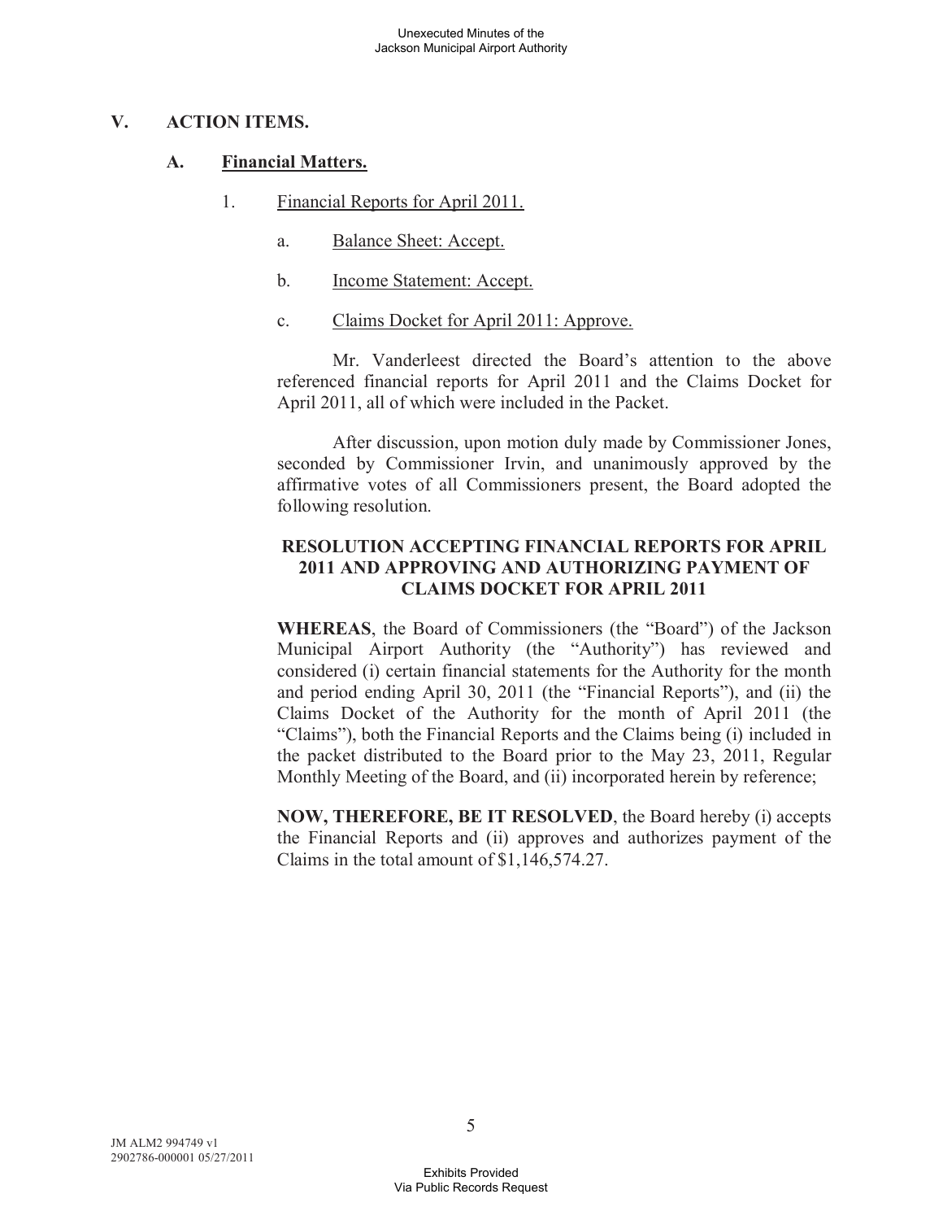## V. ACTION ITEMS.

### A. Financial Matters.

1. Financial Reports for April 2011.

   a. Balance Sheet: Accept.

   b. Income Statement: Accept.

   c. Claims Docket for April 2011: Approve.

Mr. Vanderleest directed the Board's attention to the above referenced financial reports for April 2011 and the Claims Docket for April 2011, all of which were included in the Packet.

After discussion, upon motion duly made by Commissioner Jones, seconded by Commissioner Irvin, and unanimously approved by the affirmative votes of all Commissioners present, the Board adopted the following resolution.

**RESOLUTION ACCEPTING FINANCIAL REPORTS FOR APRIL 2011 AND APPROVING AND AUTHORIZING PAYMENT OF CLAIMS DOCKET FOR APRIL 2011**

**WHEREAS**, the Board of Commissioners (the "Board") of the Jackson Municipal Airport Authority (the "Authority") has reviewed and considered (i) certain financial statements for the Authority for the month and period ending April 30, 2011 (the "Financial Reports"), and (ii) the Claims Docket of the Authority for the month of April 2011 (the "Claims"), both the Financial Reports and the Claims being (i) included in the packet distributed to the Board prior to the May 23, 2011, Regular Monthly Meeting of the Board, and (ii) incorporated herein by reference;

**NOW, THEREFORE, BE IT RESOLVED**, the Board hereby (i) accepts the Financial Reports and (ii) approves and authorizes payment of the Claims in the total amount of $1,146,574.27.

JM ALM2 994749 v1
2902786-000001 05/27/2011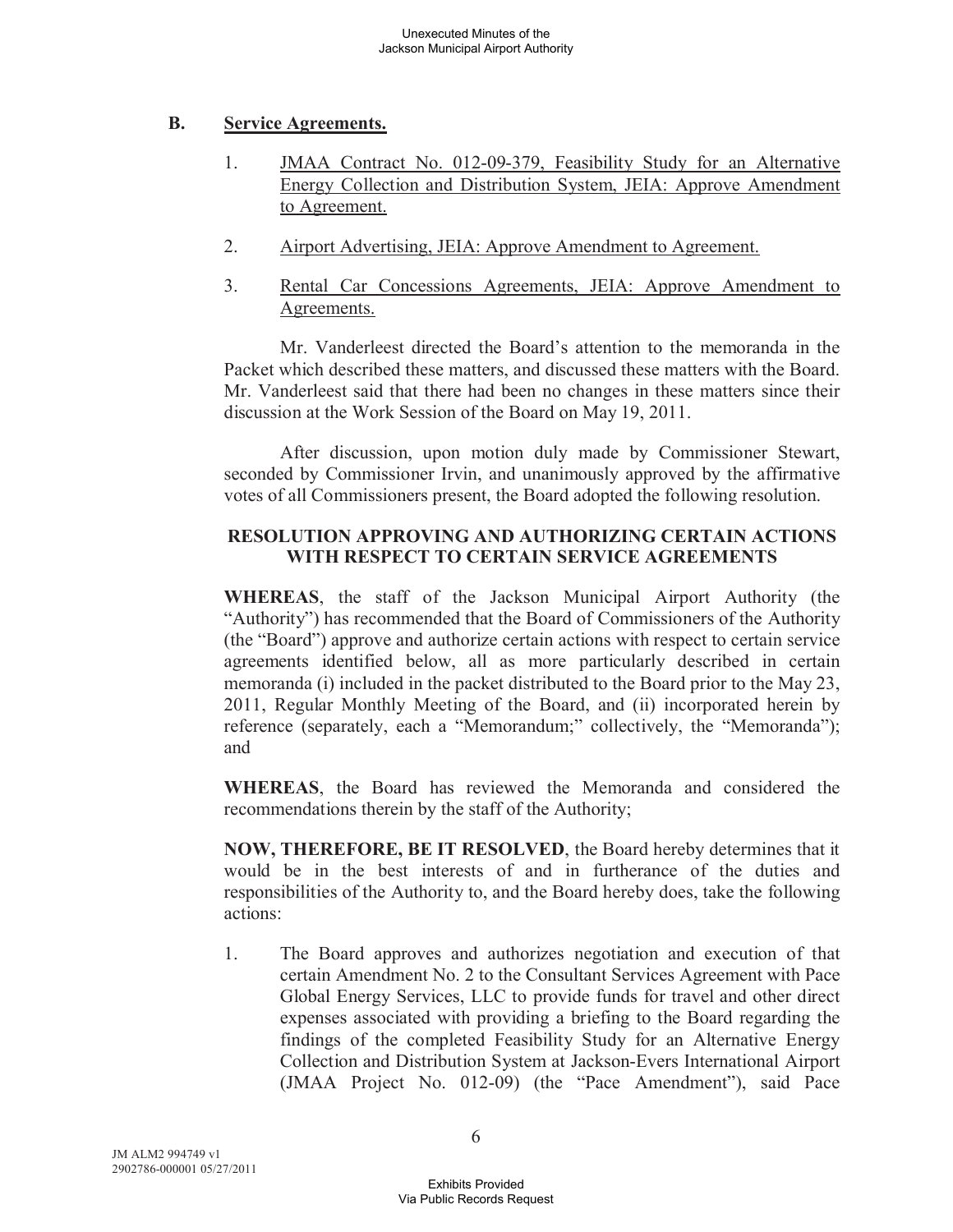## B. Service Agreements.

1. JMAA Contract No. 012-09-379, Feasibility Study for an Alternative Energy Collection and Distribution System, JEIA: Approve Amendment to Agreement.

2. Airport Advertising, JEIA: Approve Amendment to Agreement.

3. Rental Car Concessions Agreements, JEIA: Approve Amendment to Agreements.

Mr. Vanderleest directed the Board's attention to the memoranda in the Packet which described these matters, and discussed these matters with the Board. Mr. Vanderleest said that there had been no changes in these matters since their discussion at the Work Session of the Board on May 19, 2011.

After discussion, upon motion duly made by Commissioner Stewart, seconded by Commissioner Irvin, and unanimously approved by the affirmative votes of all Commissioners present, the Board adopted the following resolution.

**RESOLUTION APPROVING AND AUTHORIZING CERTAIN ACTIONS WITH RESPECT TO CERTAIN SERVICE AGREEMENTS**

**WHEREAS**, the staff of the Jackson Municipal Airport Authority (the "Authority") has recommended that the Board of Commissioners of the Authority (the "Board") approve and authorize certain actions with respect to certain service agreements identified below, all as more particularly described in certain memoranda (i) included in the packet distributed to the Board prior to the May 23, 2011, Regular Monthly Meeting of the Board, and (ii) incorporated herein by reference (separately, each a "Memorandum;" collectively, the "Memoranda"); and

**WHEREAS**, the Board has reviewed the Memoranda and considered the recommendations therein by the staff of the Authority;

**NOW, THEREFORE, BE IT RESOLVED**, the Board hereby determines that it would be in the best interests of and in furtherance of the duties and responsibilities of the Authority to, and the Board hereby does, take the following actions:

1. The Board approves and authorizes negotiation and execution of that certain Amendment No. 2 to the Consultant Services Agreement with Pace Global Energy Services, LLC to provide funds for travel and other direct expenses associated with providing a briefing to the Board regarding the findings of the completed Feasibility Study for an Alternative Energy Collection and Distribution System at Jackson-Evers International Airport (JMAA Project No. 012-09) (the "Pace Amendment"), said Pace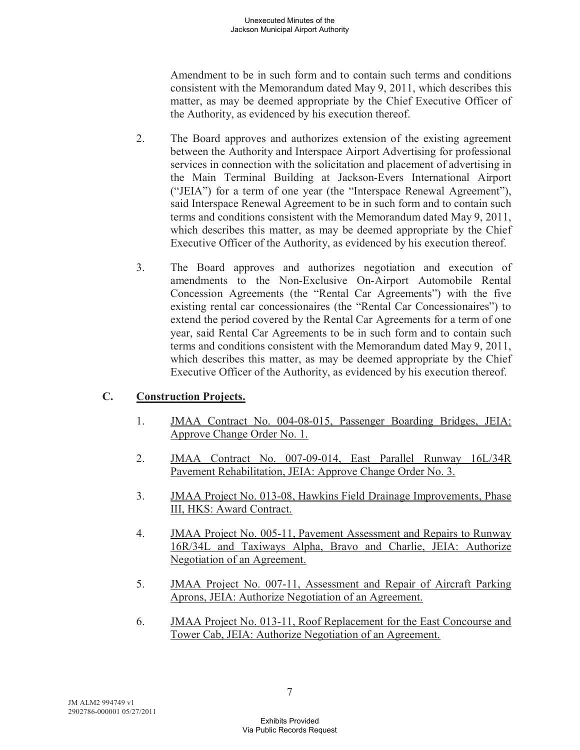Amendment to be in such form and to contain such terms and conditions consistent with the Memorandum dated May 9, 2011, which describes this matter, as may be deemed appropriate by the Chief Executive Officer of the Authority, as evidenced by his execution thereof.

2. The Board approves and authorizes extension of the existing agreement between the Authority and Interspace Airport Advertising for professional services in connection with the solicitation and placement of advertising in the Main Terminal Building at Jackson-Evers International Airport ("JEIA") for a term of one year (the "Interspace Renewal Agreement"), said Interspace Renewal Agreement to be in such form and to contain such terms and conditions consistent with the Memorandum dated May 9, 2011, which describes this matter, as may be deemed appropriate by the Chief Executive Officer of the Authority, as evidenced by his execution thereof.

3. The Board approves and authorizes negotiation and execution of amendments to the Non-Exclusive On-Airport Automobile Rental Concession Agreements (the "Rental Car Agreements") with the five existing rental car concessionaires (the "Rental Car Concessionaires") to extend the period covered by the Rental Car Agreements for a term of one year, said Rental Car Agreements to be in such form and to contain such terms and conditions consistent with the Memorandum dated May 9, 2011, which describes this matter, as may be deemed appropriate by the Chief Executive Officer of the Authority, as evidenced by his execution thereof.

## C. Construction Projects.

1. JMAA Contract No. 004-08-015, Passenger Boarding Bridges, JEIA: Approve Change Order No. 1.

2. JMAA Contract No. 007-09-014, East Parallel Runway 16L/34R Pavement Rehabilitation, JEIA: Approve Change Order No. 3.

3. JMAA Project No. 013-08, Hawkins Field Drainage Improvements, Phase III, HKS: Award Contract.

4. JMAA Project No. 005-11, Pavement Assessment and Repairs to Runway 16R/34L and Taxiways Alpha, Bravo and Charlie, JEIA: Authorize Negotiation of an Agreement.

5. JMAA Project No. 007-11, Assessment and Repair of Aircraft Parking Aprons, JEIA: Authorize Negotiation of an Agreement.

6. JMAA Project No. 013-11, Roof Replacement for the East Concourse and Tower Cab, JEIA: Authorize Negotiation of an Agreement.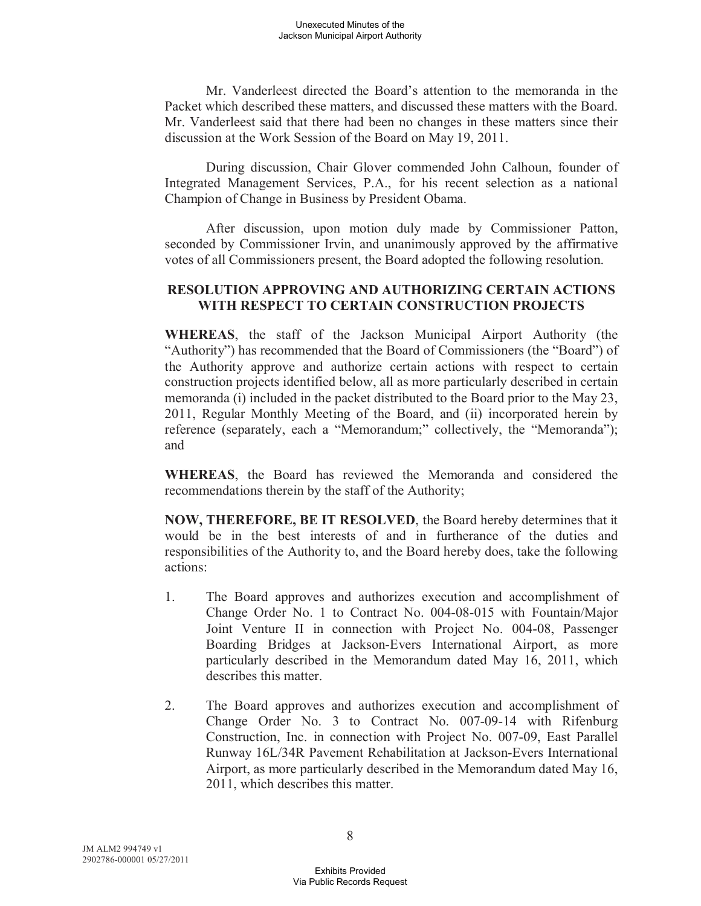Mr. Vanderleest directed the Board's attention to the memoranda in the Packet which described these matters, and discussed these matters with the Board. Mr. Vanderleest said that there had been no changes in these matters since their discussion at the Work Session of the Board on May 19, 2011.

During discussion, Chair Glover commended John Calhoun, founder of Integrated Management Services, P.A., for his recent selection as a national Champion of Change in Business by President Obama.

After discussion, upon motion duly made by Commissioner Patton, seconded by Commissioner Irvin, and unanimously approved by the affirmative votes of all Commissioners present, the Board adopted the following resolution.

**RESOLUTION APPROVING AND AUTHORIZING CERTAIN ACTIONS WITH RESPECT TO CERTAIN CONSTRUCTION PROJECTS**

**WHEREAS**, the staff of the Jackson Municipal Airport Authority (the "Authority") has recommended that the Board of Commissioners (the "Board") of the Authority approve and authorize certain actions with respect to certain construction projects identified below, all as more particularly described in certain memoranda (i) included in the packet distributed to the Board prior to the May 23, 2011, Regular Monthly Meeting of the Board, and (ii) incorporated herein by reference (separately, each a "Memorandum;" collectively, the "Memoranda"); and

**WHEREAS**, the Board has reviewed the Memoranda and considered the recommendations therein by the staff of the Authority;

**NOW, THEREFORE, BE IT RESOLVED**, the Board hereby determines that it would be in the best interests of and in furtherance of the duties and responsibilities of the Authority to, and the Board hereby does, take the following actions:

1. The Board approves and authorizes execution and accomplishment of Change Order No. 1 to Contract No. 004-08-015 with Fountain/Major Joint Venture II in connection with Project No. 004-08, Passenger Boarding Bridges at Jackson-Evers International Airport, as more particularly described in the Memorandum dated May 16, 2011, which describes this matter.

2. The Board approves and authorizes execution and accomplishment of Change Order No. 3 to Contract No. 007-09-14 with Rifenburg Construction, Inc. in connection with Project No. 007-09, East Parallel Runway 16L/34R Pavement Rehabilitation at Jackson-Evers International Airport, as more particularly described in the Memorandum dated May 16, 2011, which describes this matter.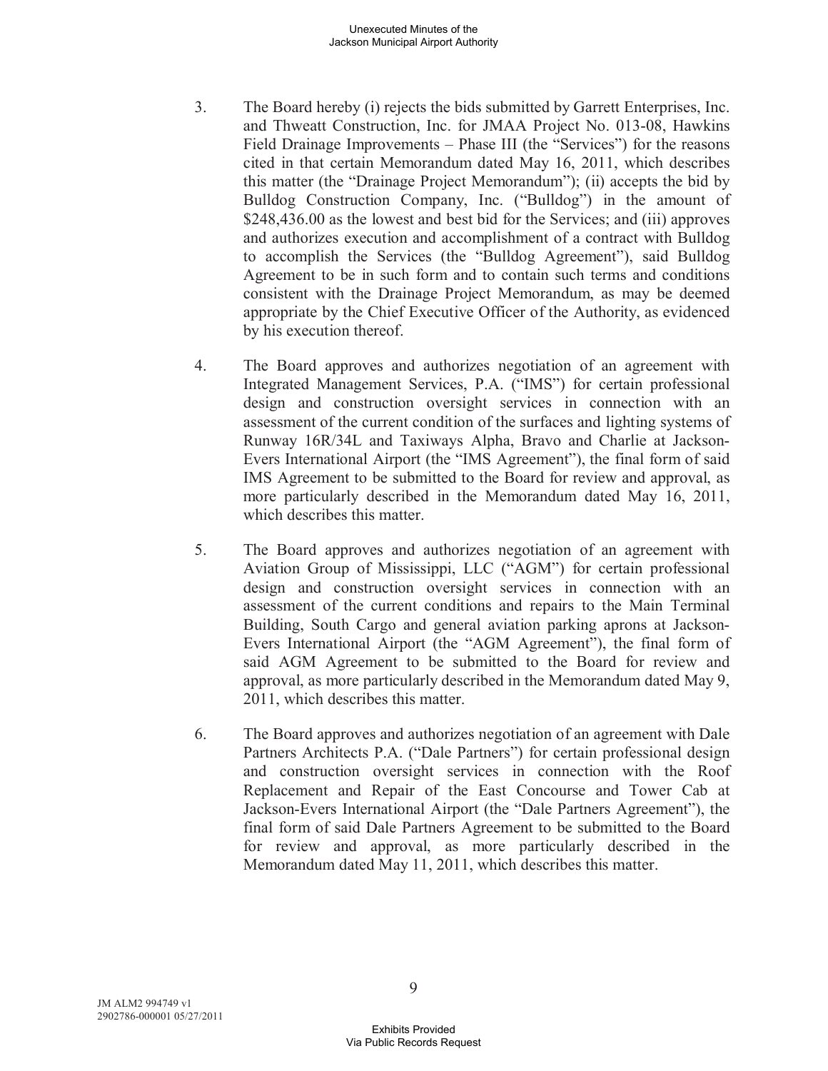3. The Board hereby (i) rejects the bids submitted by Garrett Enterprises, Inc. and Thweatt Construction, Inc. for JMAA Project No. 013-08, Hawkins Field Drainage Improvements – Phase III (the "Services") for the reasons cited in that certain Memorandum dated May 16, 2011, which describes this matter (the "Drainage Project Memorandum"); (ii) accepts the bid by Bulldog Construction Company, Inc. ("Bulldog") in the amount of $248,436.00 as the lowest and best bid for the Services; and (iii) approves and authorizes execution and accomplishment of a contract with Bulldog to accomplish the Services (the "Bulldog Agreement"), said Bulldog Agreement to be in such form and to contain such terms and conditions consistent with the Drainage Project Memorandum, as may be deemed appropriate by the Chief Executive Officer of the Authority, as evidenced by his execution thereof.

4. The Board approves and authorizes negotiation of an agreement with Integrated Management Services, P.A. ("IMS") for certain professional design and construction oversight services in connection with an assessment of the current condition of the surfaces and lighting systems of Runway 16R/34L and Taxiways Alpha, Bravo and Charlie at Jackson-Evers International Airport (the "IMS Agreement"), the final form of said IMS Agreement to be submitted to the Board for review and approval, as more particularly described in the Memorandum dated May 16, 2011, which describes this matter.

5. The Board approves and authorizes negotiation of an agreement with Aviation Group of Mississippi, LLC ("AGM") for certain professional design and construction oversight services in connection with an assessment of the current conditions and repairs to the Main Terminal Building, South Cargo and general aviation parking aprons at Jackson-Evers International Airport (the "AGM Agreement"), the final form of said AGM Agreement to be submitted to the Board for review and approval, as more particularly described in the Memorandum dated May 9, 2011, which describes this matter.

6. The Board approves and authorizes negotiation of an agreement with Dale Partners Architects P.A. ("Dale Partners") for certain professional design and construction oversight services in connection with the Roof Replacement and Repair of the East Concourse and Tower Cab at Jackson-Evers International Airport (the "Dale Partners Agreement"), the final form of said Dale Partners Agreement to be submitted to the Board for review and approval, as more particularly described in the Memorandum dated May 11, 2011, which describes this matter.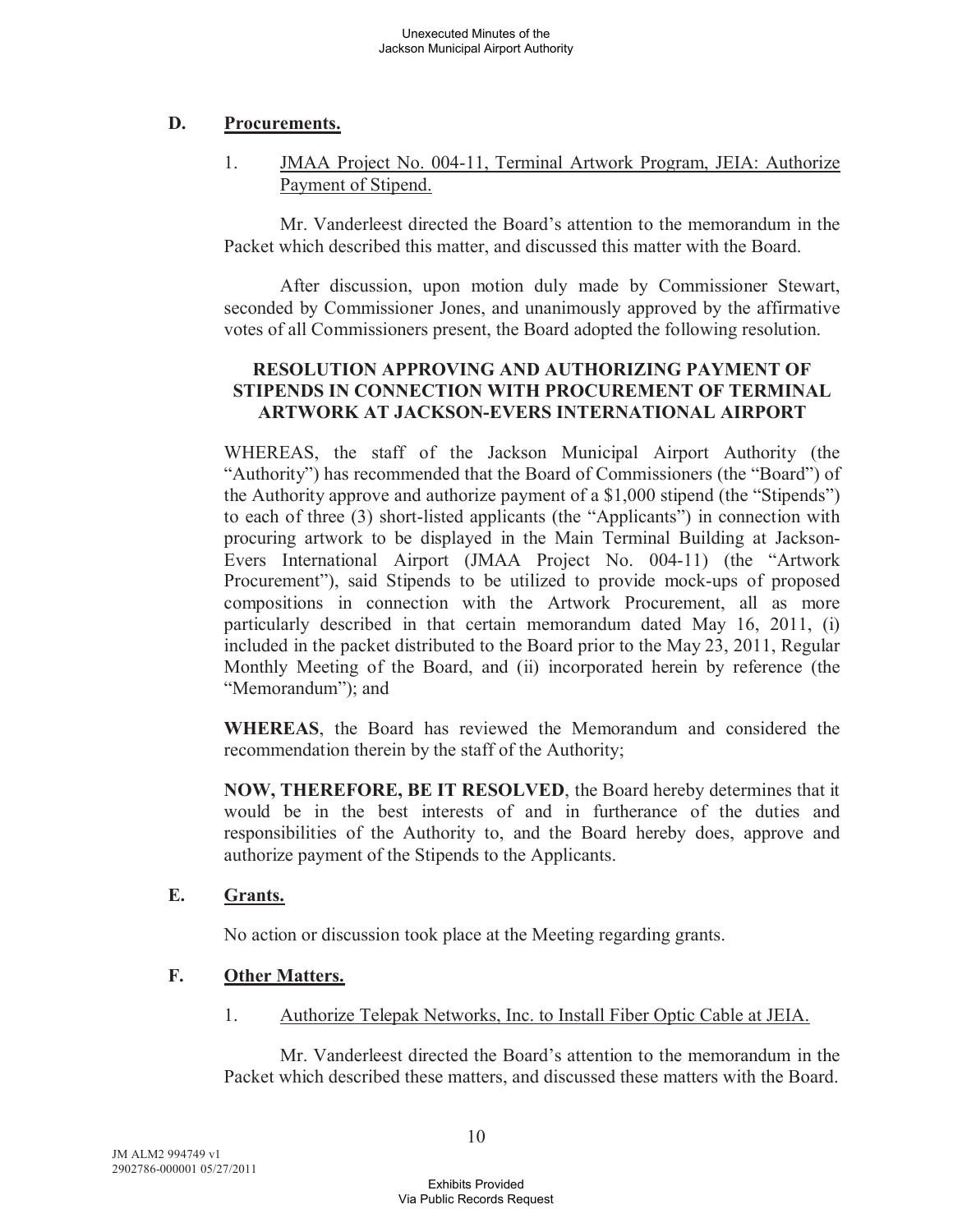## D. Procurements.

1. JMAA Project No. 004-11, Terminal Artwork Program, JEIA: Authorize Payment of Stipend.

Mr. Vanderleest directed the Board's attention to the memorandum in the Packet which described this matter, and discussed this matter with the Board.

After discussion, upon motion duly made by Commissioner Stewart, seconded by Commissioner Jones, and unanimously approved by the affirmative votes of all Commissioners present, the Board adopted the following resolution.

**RESOLUTION APPROVING AND AUTHORIZING PAYMENT OF STIPENDS IN CONNECTION WITH PROCUREMENT OF TERMINAL ARTWORK AT JACKSON-EVERS INTERNATIONAL AIRPORT**

WHEREAS, the staff of the Jackson Municipal Airport Authority (the "Authority") has recommended that the Board of Commissioners (the "Board") of the Authority approve and authorize payment of a $1,000 stipend (the "Stipends") to each of three (3) short-listed applicants (the "Applicants") in connection with procuring artwork to be displayed in the Main Terminal Building at Jackson-Evers International Airport (JMAA Project No. 004-11) (the "Artwork Procurement"), said Stipends to be utilized to provide mock-ups of proposed compositions in connection with the Artwork Procurement, all as more particularly described in that certain memorandum dated May 16, 2011, (i) included in the packet distributed to the Board prior to the May 23, 2011, Regular Monthly Meeting of the Board, and (ii) incorporated herein by reference (the "Memorandum"); and

**WHEREAS**, the Board has reviewed the Memorandum and considered the recommendation therein by the staff of the Authority;

**NOW, THEREFORE, BE IT RESOLVED**, the Board hereby determines that it would be in the best interests of and in furtherance of the duties and responsibilities of the Authority to, and the Board hereby does, approve and authorize payment of the Stipends to the Applicants.

## E. Grants.

No action or discussion took place at the Meeting regarding grants.

## F. Other Matters.

1. Authorize Telepak Networks, Inc. to Install Fiber Optic Cable at JEIA.

Mr. Vanderleest directed the Board's attention to the memorandum in the Packet which described these matters, and discussed these matters with the Board.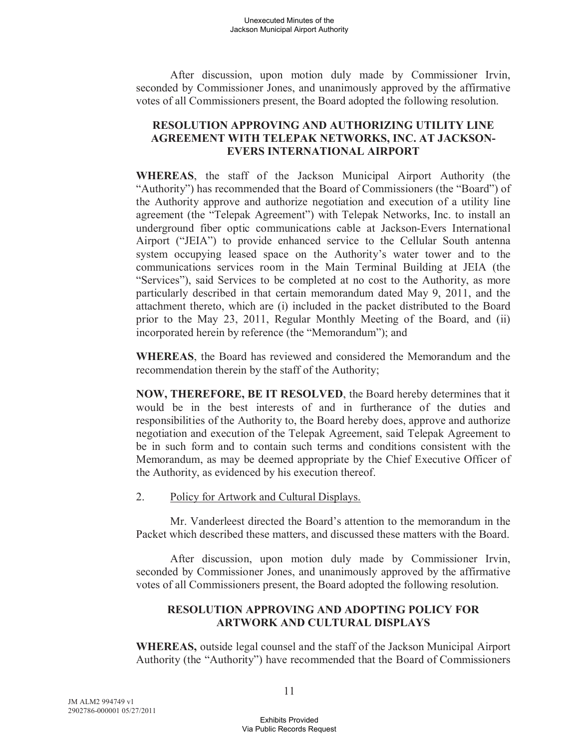After discussion, upon motion duly made by Commissioner Irvin, seconded by Commissioner Jones, and unanimously approved by the affirmative votes of all Commissioners present, the Board adopted the following resolution.

**RESOLUTION APPROVING AND AUTHORIZING UTILITY LINE AGREEMENT WITH TELEPAK NETWORKS, INC. AT JACKSON-EVERS INTERNATIONAL AIRPORT**

**WHEREAS**, the staff of the Jackson Municipal Airport Authority (the "Authority") has recommended that the Board of Commissioners (the "Board") of the Authority approve and authorize negotiation and execution of a utility line agreement (the "Telepak Agreement") with Telepak Networks, Inc. to install an underground fiber optic communications cable at Jackson-Evers International Airport ("JEIA") to provide enhanced service to the Cellular South antenna system occupying leased space on the Authority's water tower and to the communications services room in the Main Terminal Building at JEIA (the "Services"), said Services to be completed at no cost to the Authority, as more particularly described in that certain memorandum dated May 9, 2011, and the attachment thereto, which are (i) included in the packet distributed to the Board prior to the May 23, 2011, Regular Monthly Meeting of the Board, and (ii) incorporated herein by reference (the "Memorandum"); and

**WHEREAS**, the Board has reviewed and considered the Memorandum and the recommendation therein by the staff of the Authority;

**NOW, THEREFORE, BE IT RESOLVED**, the Board hereby determines that it would be in the best interests of and in furtherance of the duties and responsibilities of the Authority to, the Board hereby does, approve and authorize negotiation and execution of the Telepak Agreement, said Telepak Agreement to be in such form and to contain such terms and conditions consistent with the Memorandum, as may be deemed appropriate by the Chief Executive Officer of the Authority, as evidenced by his execution thereof.

2. Policy for Artwork and Cultural Displays.

Mr. Vanderleest directed the Board's attention to the memorandum in the Packet which described these matters, and discussed these matters with the Board.

After discussion, upon motion duly made by Commissioner Irvin, seconded by Commissioner Jones, and unanimously approved by the affirmative votes of all Commissioners present, the Board adopted the following resolution.

**RESOLUTION APPROVING AND ADOPTING POLICY FOR ARTWORK AND CULTURAL DISPLAYS**

**WHEREAS,** outside legal counsel and the staff of the Jackson Municipal Airport Authority (the "Authority") have recommended that the Board of Commissioners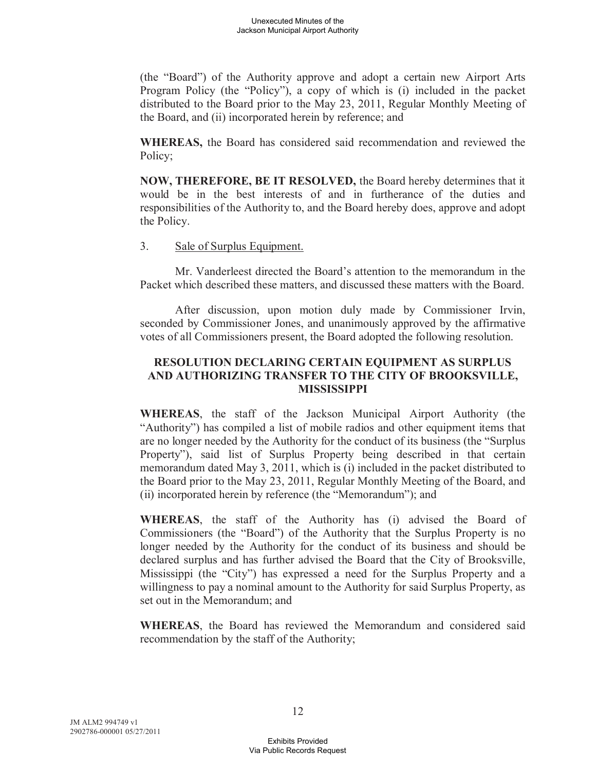(the "Board") of the Authority approve and adopt a certain new Airport Arts Program Policy (the "Policy"), a copy of which is (i) included in the packet distributed to the Board prior to the May 23, 2011, Regular Monthly Meeting of the Board, and (ii) incorporated herein by reference; and

**WHEREAS,** the Board has considered said recommendation and reviewed the Policy;

**NOW, THEREFORE, BE IT RESOLVED,** the Board hereby determines that it would be in the best interests of and in furtherance of the duties and responsibilities of the Authority to, and the Board hereby does, approve and adopt the Policy.

3. Sale of Surplus Equipment.

Mr. Vanderleest directed the Board's attention to the memorandum in the Packet which described these matters, and discussed these matters with the Board.

After discussion, upon motion duly made by Commissioner Irvin, seconded by Commissioner Jones, and unanimously approved by the affirmative votes of all Commissioners present, the Board adopted the following resolution.

**RESOLUTION DECLARING CERTAIN EQUIPMENT AS SURPLUS AND AUTHORIZING TRANSFER TO THE CITY OF BROOKSVILLE, MISSISSIPPI**

**WHEREAS**, the staff of the Jackson Municipal Airport Authority (the "Authority") has compiled a list of mobile radios and other equipment items that are no longer needed by the Authority for the conduct of its business (the "Surplus Property"), said list of Surplus Property being described in that certain memorandum dated May 3, 2011, which is (i) included in the packet distributed to the Board prior to the May 23, 2011, Regular Monthly Meeting of the Board, and (ii) incorporated herein by reference (the "Memorandum"); and

**WHEREAS**, the staff of the Authority has (i) advised the Board of Commissioners (the "Board") of the Authority that the Surplus Property is no longer needed by the Authority for the conduct of its business and should be declared surplus and has further advised the Board that the City of Brooksville, Mississippi (the "City") has expressed a need for the Surplus Property and a willingness to pay a nominal amount to the Authority for said Surplus Property, as set out in the Memorandum; and

**WHEREAS**, the Board has reviewed the Memorandum and considered said recommendation by the staff of the Authority;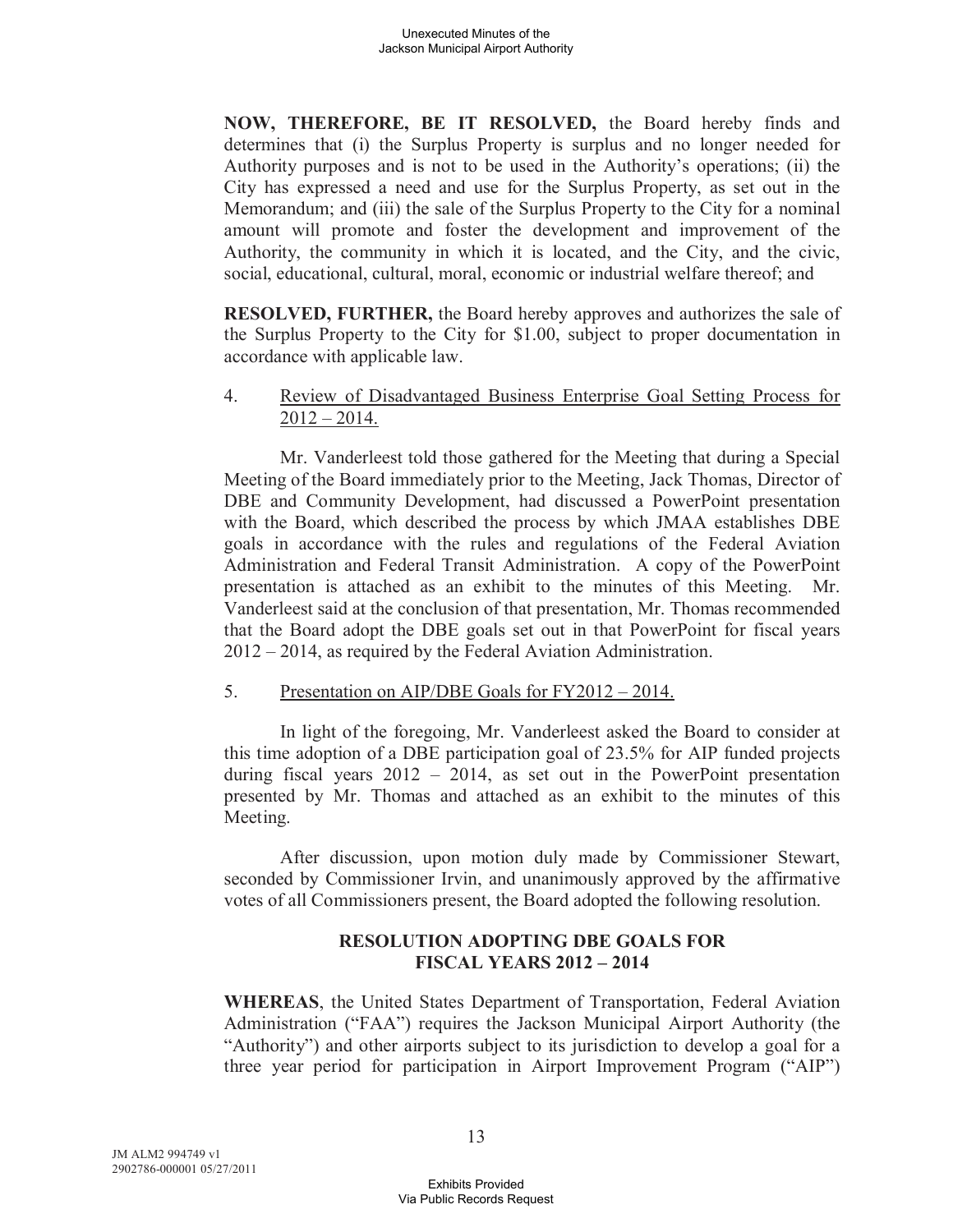**NOW, THEREFORE, BE IT RESOLVED,** the Board hereby finds and determines that (i) the Surplus Property is surplus and no longer needed for Authority purposes and is not to be used in the Authority's operations; (ii) the City has expressed a need and use for the Surplus Property, as set out in the Memorandum; and (iii) the sale of the Surplus Property to the City for a nominal amount will promote and foster the development and improvement of the Authority, the community in which it is located, and the City, and the civic, social, educational, cultural, moral, economic or industrial welfare thereof; and

**RESOLVED, FURTHER,** the Board hereby approves and authorizes the sale of the Surplus Property to the City for $1.00, subject to proper documentation in accordance with applicable law.

4. Review of Disadvantaged Business Enterprise Goal Setting Process for 2012 – 2014.

Mr. Vanderleest told those gathered for the Meeting that during a Special Meeting of the Board immediately prior to the Meeting, Jack Thomas, Director of DBE and Community Development, had discussed a PowerPoint presentation with the Board, which described the process by which JMAA establishes DBE goals in accordance with the rules and regulations of the Federal Aviation Administration and Federal Transit Administration. A copy of the PowerPoint presentation is attached as an exhibit to the minutes of this Meeting. Mr. Vanderleest said at the conclusion of that presentation, Mr. Thomas recommended that the Board adopt the DBE goals set out in that PowerPoint for fiscal years 2012 – 2014, as required by the Federal Aviation Administration.

5. Presentation on AIP/DBE Goals for FY2012 – 2014.

In light of the foregoing, Mr. Vanderleest asked the Board to consider at this time adoption of a DBE participation goal of 23.5% for AIP funded projects during fiscal years 2012 – 2014, as set out in the PowerPoint presentation presented by Mr. Thomas and attached as an exhibit to the minutes of this Meeting.

After discussion, upon motion duly made by Commissioner Stewart, seconded by Commissioner Irvin, and unanimously approved by the affirmative votes of all Commissioners present, the Board adopted the following resolution.

**RESOLUTION ADOPTING DBE GOALS FOR FISCAL YEARS 2012 – 2014**

**WHEREAS**, the United States Department of Transportation, Federal Aviation Administration ("FAA") requires the Jackson Municipal Airport Authority (the "Authority") and other airports subject to its jurisdiction to develop a goal for a three year period for participation in Airport Improvement Program ("AIP")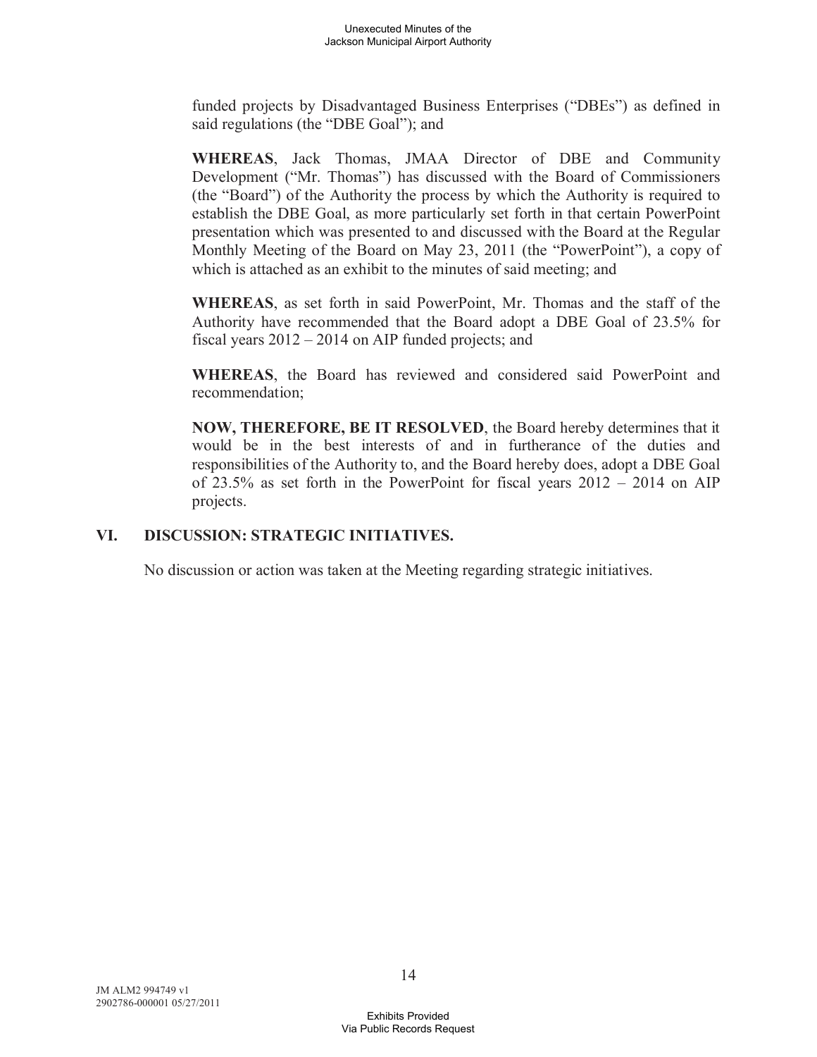funded projects by Disadvantaged Business Enterprises ("DBEs") as defined in said regulations (the "DBE Goal"); and

**WHEREAS**, Jack Thomas, JMAA Director of DBE and Community Development ("Mr. Thomas") has discussed with the Board of Commissioners (the "Board") of the Authority the process by which the Authority is required to establish the DBE Goal, as more particularly set forth in that certain PowerPoint presentation which was presented to and discussed with the Board at the Regular Monthly Meeting of the Board on May 23, 2011 (the "PowerPoint"), a copy of which is attached as an exhibit to the minutes of said meeting; and

**WHEREAS**, as set forth in said PowerPoint, Mr. Thomas and the staff of the Authority have recommended that the Board adopt a DBE Goal of 23.5% for fiscal years 2012 – 2014 on AIP funded projects; and

**WHEREAS**, the Board has reviewed and considered said PowerPoint and recommendation;

**NOW, THEREFORE, BE IT RESOLVED**, the Board hereby determines that it would be in the best interests of and in furtherance of the duties and responsibilities of the Authority to, and the Board hereby does, adopt a DBE Goal of 23.5% as set forth in the PowerPoint for fiscal years 2012 – 2014 on AIP projects.

## VI. DISCUSSION: STRATEGIC INITIATIVES.

No discussion or action was taken at the Meeting regarding strategic initiatives.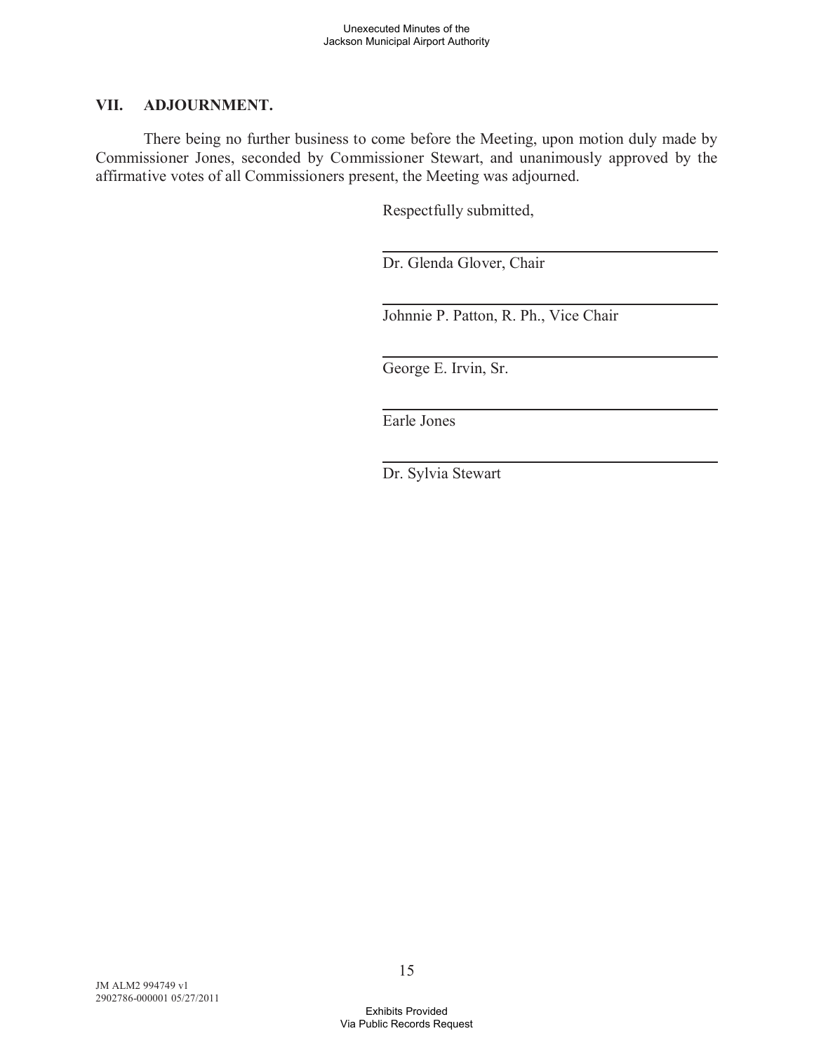## VII. ADJOURNMENT.

There being no further business to come before the Meeting, upon motion duly made by Commissioner Jones, seconded by Commissioner Stewart, and unanimously approved by the affirmative votes of all Commissioners present, the Meeting was adjourned.

Respectfully submitted,

\_\_\_\_\_\_\_\_\_\_\_\_\_\_\_\_\_\_\_\_\_\_\_\_\_\_\_\_\_\_\_\_\_\_\_\_\_\_\_\_

Dr. Glenda Glover, Chair

\_\_\_\_\_\_\_\_\_\_\_\_\_\_\_\_\_\_\_\_\_\_\_\_\_\_\_\_\_\_\_\_\_\_\_\_\_\_\_\_

Johnnie P. Patton, R. Ph., Vice Chair

\_\_\_\_\_\_\_\_\_\_\_\_\_\_\_\_\_\_\_\_\_\_\_\_\_\_\_\_\_\_\_\_\_\_\_\_\_\_\_\_

George E. Irvin, Sr.

\_\_\_\_\_\_\_\_\_\_\_\_\_\_\_\_\_\_\_\_\_\_\_\_\_\_\_\_\_\_\_\_\_\_\_\_\_\_\_\_

Earle Jones

\_\_\_\_\_\_\_\_\_\_\_\_\_\_\_\_\_\_\_\_\_\_\_\_\_\_\_\_\_\_\_\_\_\_\_\_\_\_\_\_

Dr. Sylvia Stewart

JM ALM2 994749 v1
2902786-000001 05/27/2011